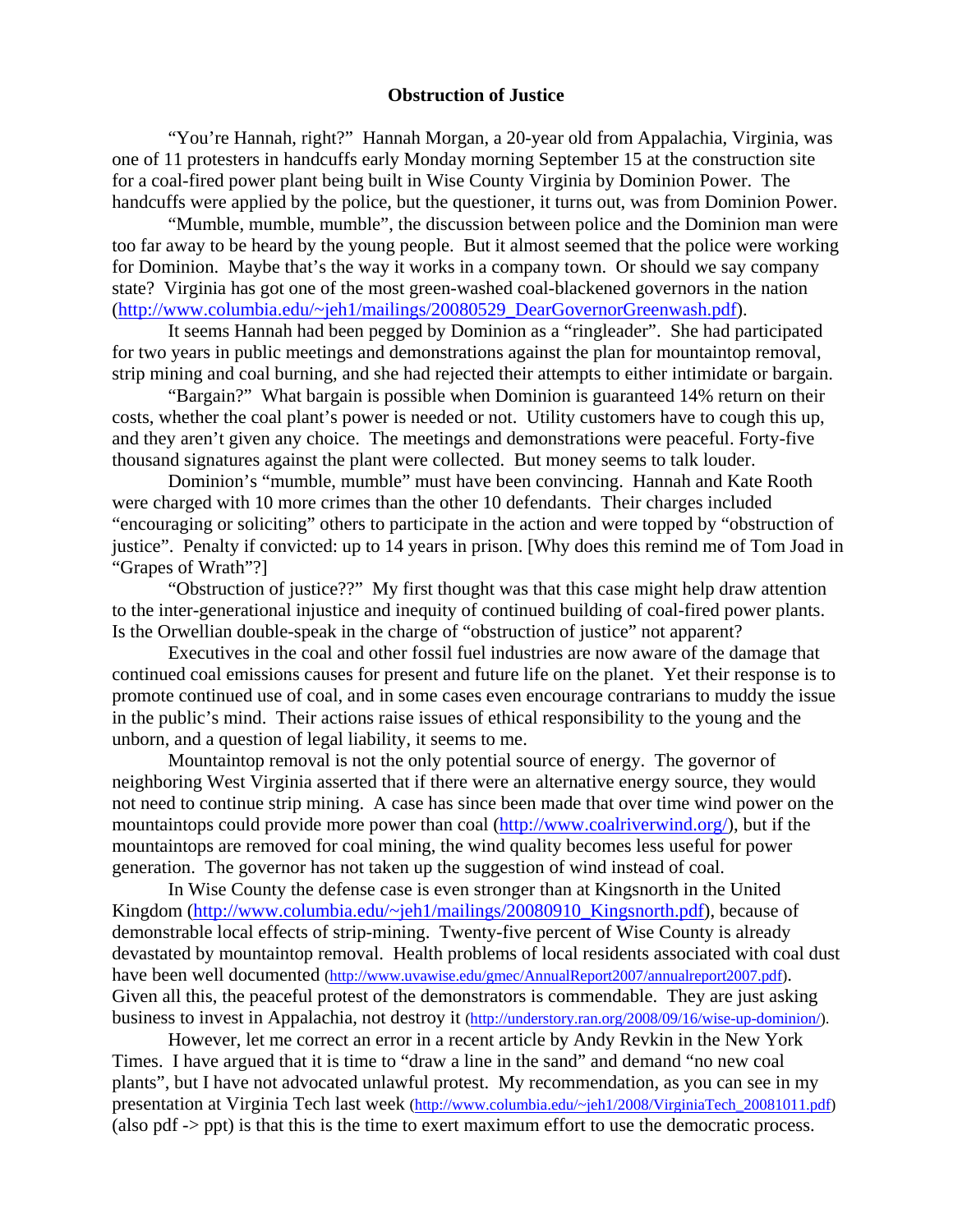# Obstruction of Justice

"You're Hannah, right?" Hannah Morgan, a 20-year old from Appalachia, Virginia, was one of 11 protesters in handcuffs early Monday morning September 15 at the construction site for a coal-fired power plant being built in Wise County Virginia by Dominion Power. The handcuffs were applied by the police, but the questioner, it turns out, was from Dominion Power.

"Mumble, mumble, mumble", the discussion between police and the Dominion man were too far away to be heard by the young people. But it almost seemed that the police were working for Dominion. Maybe that's the way it works in a company town. Or should we say company state? Virginia has got one of the most green-washed coal-blackened governors in the nation (http://www.columbia.edu/~jeh1/mailings/20080529_DearGovernorGreenwash.pdf).

It seems Hannah had been pegged by Dominion as a "ringleader". She had participated for two years in public meetings and demonstrations against the plan for mountaintop removal, strip mining and coal burning, and she had rejected their attempts to either intimidate or bargain.

"Bargain?" What bargain is possible when Dominion is guaranteed 14% return on their costs, whether the coal plant's power is needed or not. Utility customers have to cough this up, and they aren't given any choice. The meetings and demonstrations were peaceful. Forty-five thousand signatures against the plant were collected. But money seems to talk louder.

Dominion's "mumble, mumble" must have been convincing. Hannah and Kate Rooth were charged with 10 more crimes than the other 10 defendants. Their charges included "encouraging or soliciting" others to participate in the action and were topped by "obstruction of justice". Penalty if convicted: up to 14 years in prison. [Why does this remind me of Tom Joad in "Grapes of Wrath"?]

"Obstruction of justice??" My first thought was that this case might help draw attention to the inter-generational injustice and inequity of continued building of coal-fired power plants. Is the Orwellian double-speak in the charge of "obstruction of justice" not apparent?

Executives in the coal and other fossil fuel industries are now aware of the damage that continued coal emissions causes for present and future life on the planet. Yet their response is to promote continued use of coal, and in some cases even encourage contrarians to muddy the issue in the public's mind. Their actions raise issues of ethical responsibility to the young and the unborn, and a question of legal liability, it seems to me.

Mountaintop removal is not the only potential source of energy. The governor of neighboring West Virginia asserted that if there were an alternative energy source, they would not need to continue strip mining. A case has since been made that over time wind power on the mountaintops could provide more power than coal (http://www.coalriverwind.org/), but if the mountaintops are removed for coal mining, the wind quality becomes less useful for power generation. The governor has not taken up the suggestion of wind instead of coal.

In Wise County the defense case is even stronger than at Kingsnorth in the United Kingdom (http://www.columbia.edu/~jeh1/mailings/20080910_Kingsnorth.pdf), because of demonstrable local effects of strip-mining. Twenty-five percent of Wise County is already devastated by mountaintop removal. Health problems of local residents associated with coal dust have been well documented (http://www.uvawise.edu/gmec/AnnualReport2007/annualreport2007.pdf). Given all this, the peaceful protest of the demonstrators is commendable. They are just asking business to invest in Appalachia, not destroy it (http://understory.ran.org/2008/09/16/wise-up-dominion/).

However, let me correct an error in a recent article by Andy Revkin in the New York Times. I have argued that it is time to "draw a line in the sand" and demand "no new coal plants", but I have not advocated unlawful protest. My recommendation, as you can see in my presentation at Virginia Tech last week (http://www.columbia.edu/~jeh1/2008/VirginiaTech_20081011.pdf) (also pdf -> ppt) is that this is the time to exert maximum effort to use the democratic process.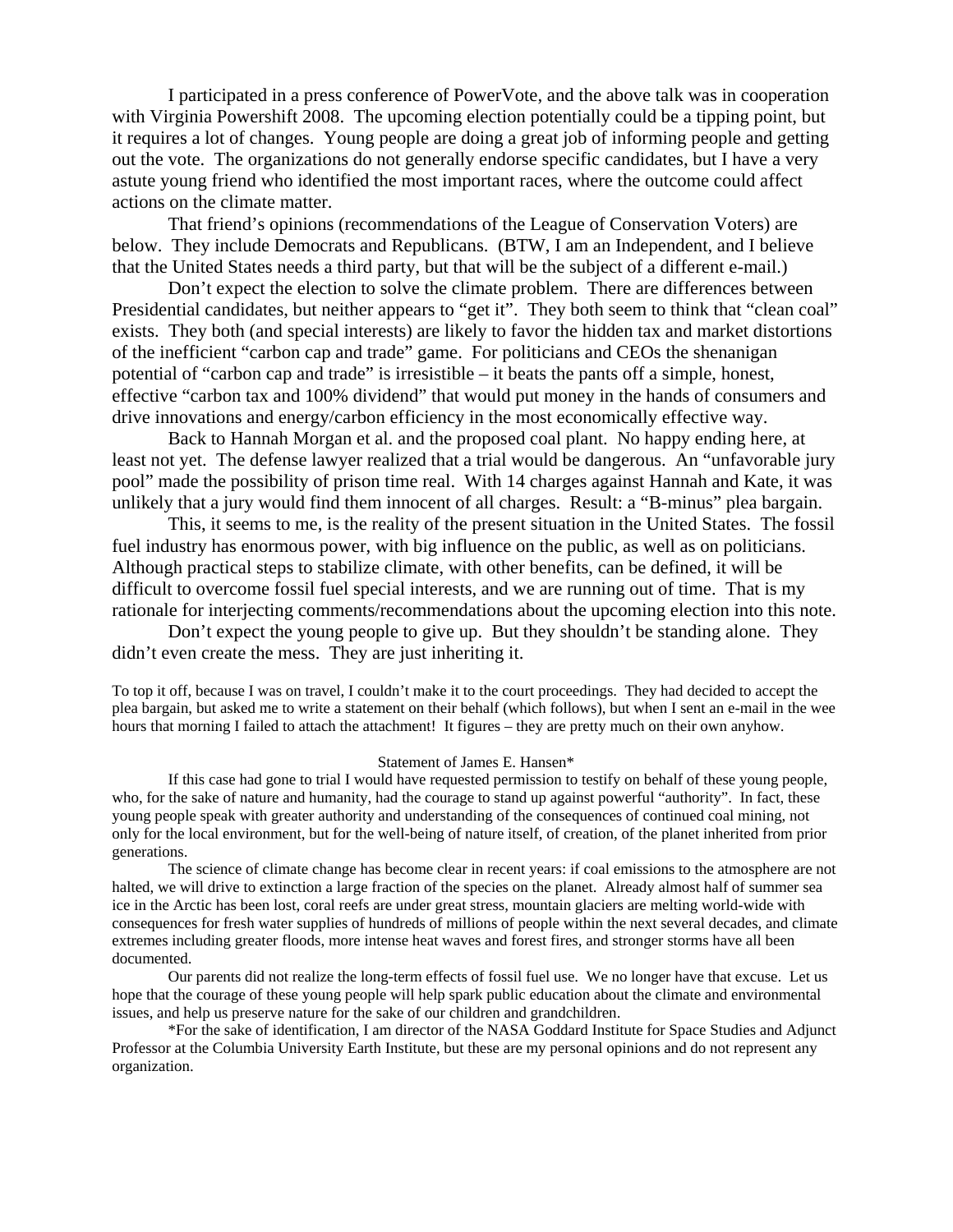I participated in a press conference of PowerVote, and the above talk was in cooperation with Virginia Powershift 2008. The upcoming election potentially could be a tipping point, but it requires a lot of changes. Young people are doing a great job of informing people and getting out the vote. The organizations do not generally endorse specific candidates, but I have a very astute young friend who identified the most important races, where the outcome could affect actions on the climate matter.

That friend's opinions (recommendations of the League of Conservation Voters) are below. They include Democrats and Republicans. (BTW, I am an Independent, and I believe that the United States needs a third party, but that will be the subject of a different e-mail.)

Don't expect the election to solve the climate problem. There are differences between Presidential candidates, but neither appears to "get it". They both seem to think that "clean coal" exists. They both (and special interests) are likely to favor the hidden tax and market distortions of the inefficient "carbon cap and trade" game. For politicians and CEOs the shenanigan potential of "carbon cap and trade" is irresistible – it beats the pants off a simple, honest, effective "carbon tax and 100% dividend" that would put money in the hands of consumers and drive innovations and energy/carbon efficiency in the most economically effective way.

Back to Hannah Morgan et al. and the proposed coal plant. No happy ending here, at least not yet. The defense lawyer realized that a trial would be dangerous. An "unfavorable jury pool" made the possibility of prison time real. With 14 charges against Hannah and Kate, it was unlikely that a jury would find them innocent of all charges. Result: a "B-minus" plea bargain.

This, it seems to me, is the reality of the present situation in the United States. The fossil fuel industry has enormous power, with big influence on the public, as well as on politicians. Although practical steps to stabilize climate, with other benefits, can be defined, it will be difficult to overcome fossil fuel special interests, and we are running out of time. That is my rationale for interjecting comments/recommendations about the upcoming election into this note.

Don't expect the young people to give up. But they shouldn't be standing alone. They didn't even create the mess. They are just inheriting it.

To top it off, because I was on travel, I couldn't make it to the court proceedings. They had decided to accept the plea bargain, but asked me to write a statement on their behalf (which follows), but when I sent an e-mail in the wee hours that morning I failed to attach the attachment! It figures – they are pretty much on their own anyhow.

Statement of James E. Hansen*

If this case had gone to trial I would have requested permission to testify on behalf of these young people, who, for the sake of nature and humanity, had the courage to stand up against powerful "authority". In fact, these young people speak with greater authority and understanding of the consequences of continued coal mining, not only for the local environment, but for the well-being of nature itself, of creation, of the planet inherited from prior generations.

The science of climate change has become clear in recent years: if coal emissions to the atmosphere are not halted, we will drive to extinction a large fraction of the species on the planet. Already almost half of summer sea ice in the Arctic has been lost, coral reefs are under great stress, mountain glaciers are melting world-wide with consequences for fresh water supplies of hundreds of millions of people within the next several decades, and climate extremes including greater floods, more intense heat waves and forest fires, and stronger storms have all been documented.

Our parents did not realize the long-term effects of fossil fuel use. We no longer have that excuse. Let us hope that the courage of these young people will help spark public education about the climate and environmental issues, and help us preserve nature for the sake of our children and grandchildren.

*For the sake of identification, I am director of the NASA Goddard Institute for Space Studies and Adjunct Professor at the Columbia University Earth Institute, but these are my personal opinions and do not represent any organization.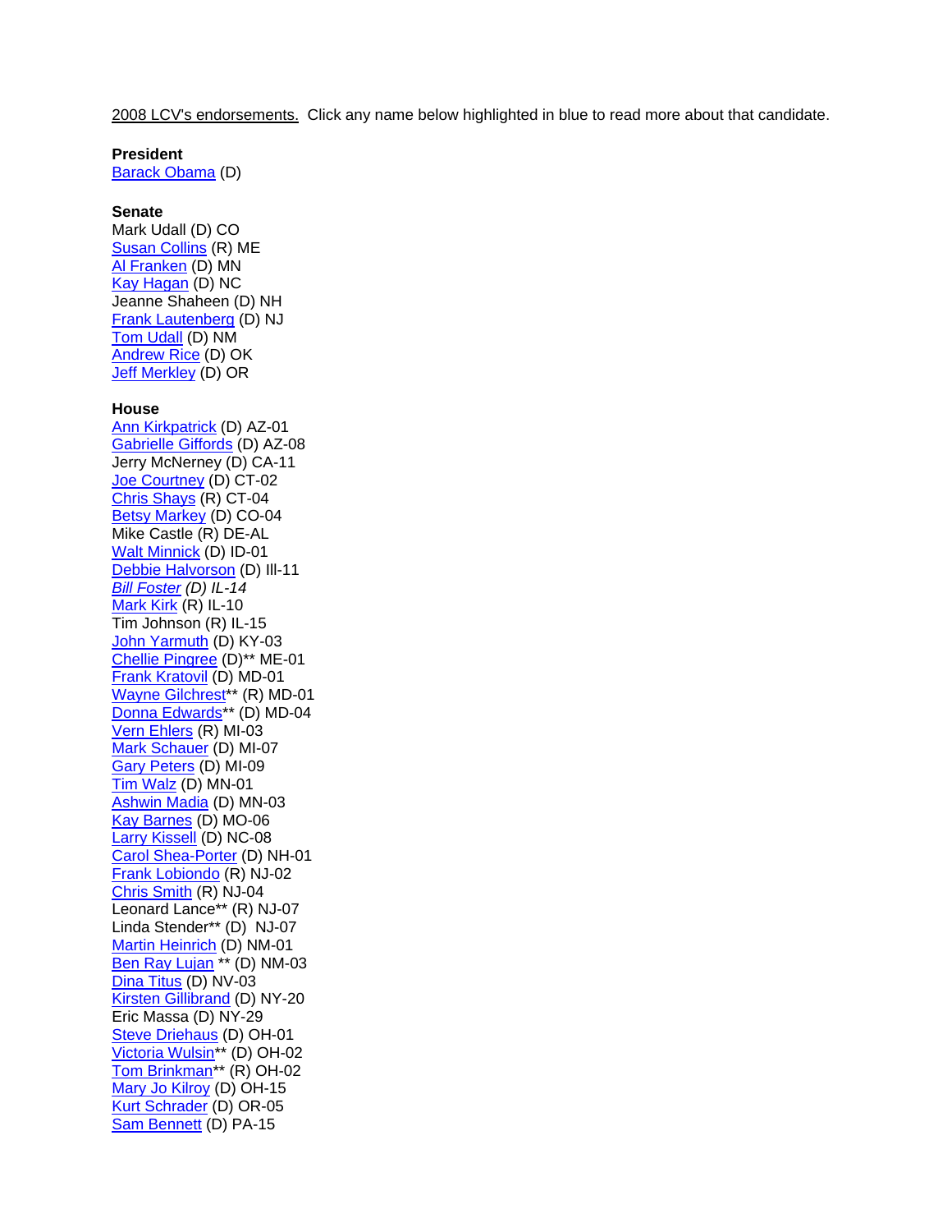2008 LCV's endorsements. Click any name below highlighted in blue to read more about that candidate.

**President**
Barack Obama (D)

**Senate**
Mark Udall (D) CO
Susan Collins (R) ME
Al Franken (D) MN
Kay Hagan (D) NC
Jeanne Shaheen (D) NH
Frank Lautenberg (D) NJ
Tom Udall (D) NM
Andrew Rice (D) OK
Jeff Merkley (D) OR

**House**
Ann Kirkpatrick (D) AZ-01
Gabrielle Giffords (D) AZ-08
Jerry McNerney (D) CA-11
Joe Courtney (D) CT-02
Chris Shays (R) CT-04
Betsy Markey (D) CO-04
Mike Castle (R) DE-AL
Walt Minnick (D) ID-01
Debbie Halvorson (D) Ill-11
*Bill Foster (D) IL-14*
Mark Kirk (R) IL-10
Tim Johnson (R) IL-15
John Yarmuth (D) KY-03
Chellie Pingree (D)** ME-01
Frank Kratovil (D) MD-01
Wayne Gilchrest** (R) MD-01
Donna Edwards** (D) MD-04
Vern Ehlers (R) MI-03
Mark Schauer (D) MI-07
Gary Peters (D) MI-09
Tim Walz (D) MN-01
Ashwin Madia (D) MN-03
Kay Barnes (D) MO-06
Larry Kissell (D) NC-08
Carol Shea-Porter (D) NH-01
Frank Lobiondo (R) NJ-02
Chris Smith (R) NJ-04
Leonard Lance** (R) NJ-07
Linda Stender** (D) NJ-07
Martin Heinrich (D) NM-01
Ben Ray Lujan ** (D) NM-03
Dina Titus (D) NV-03
Kirsten Gillibrand (D) NY-20
Eric Massa (D) NY-29
Steve Driehaus (D) OH-01
Victoria Wulsin** (D) OH-02
Tom Brinkman** (R) OH-02
Mary Jo Kilroy (D) OH-15
Kurt Schrader (D) OR-05
Sam Bennett (D) PA-15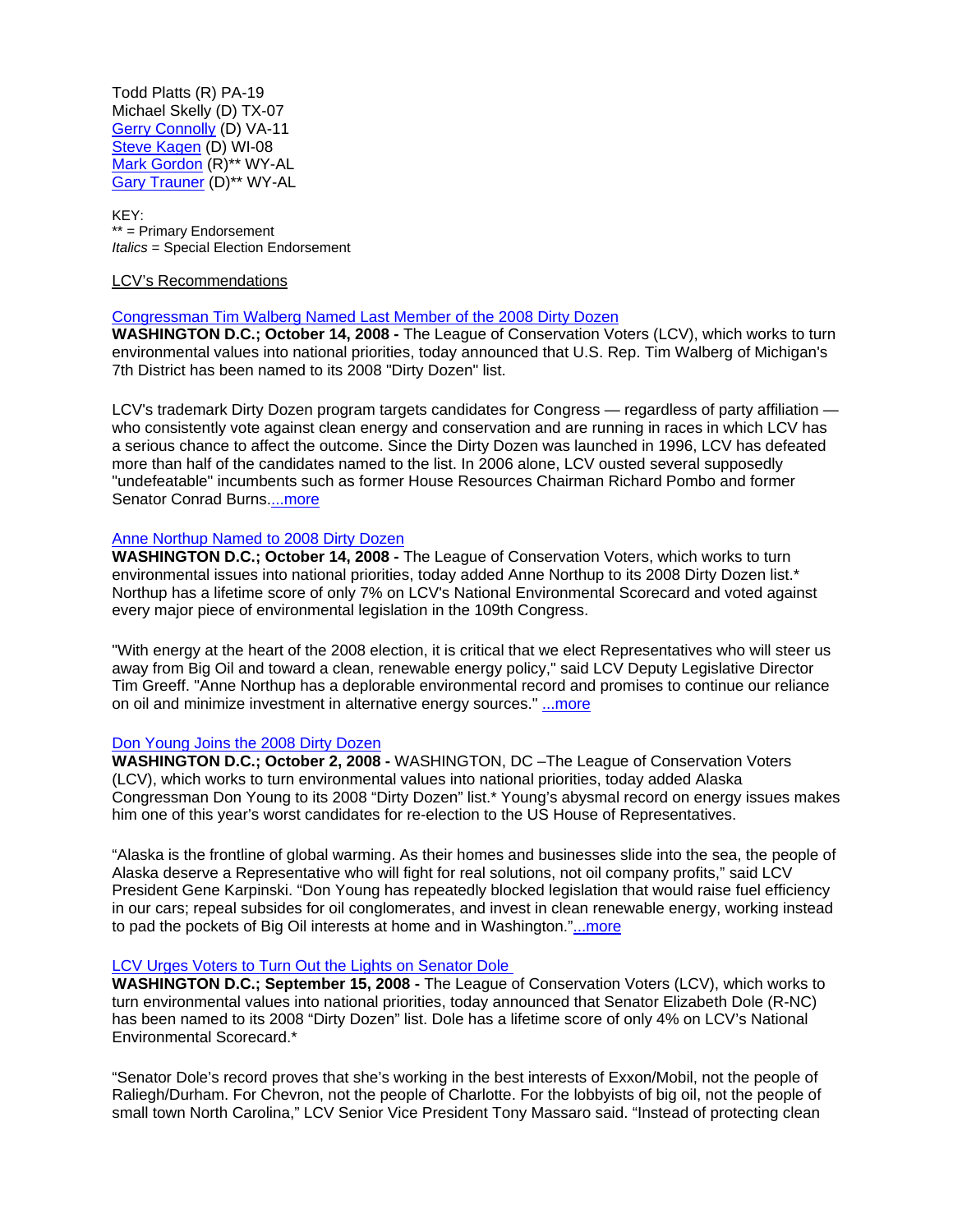Todd Platts (R) PA-19
Michael Skelly (D) TX-07
Gerry Connolly (D) VA-11
Steve Kagen (D) WI-08
Mark Gordon (R)** WY-AL
Gary Trauner (D)** WY-AL

KEY:
** = Primary Endorsement
*Italics* = Special Election Endorsement

LCV's Recommendations

Congressman Tim Walberg Named Last Member of the 2008 Dirty Dozen
**WASHINGTON D.C.; October 14, 2008 -** The League of Conservation Voters (LCV), which works to turn environmental values into national priorities, today announced that U.S. Rep. Tim Walberg of Michigan's 7th District has been named to its 2008 "Dirty Dozen" list.

LCV's trademark Dirty Dozen program targets candidates for Congress — regardless of party affiliation — who consistently vote against clean energy and conservation and are running in races in which LCV has a serious chance to affect the outcome. Since the Dirty Dozen was launched in 1996, LCV has defeated more than half of the candidates named to the list. In 2006 alone, LCV ousted several supposedly "undefeatable" incumbents such as former House Resources Chairman Richard Pombo and former Senator Conrad Burns....more

Anne Northup Named to 2008 Dirty Dozen
**WASHINGTON D.C.; October 14, 2008 -** The League of Conservation Voters, which works to turn environmental issues into national priorities, today added Anne Northup to its 2008 Dirty Dozen list.* Northup has a lifetime score of only 7% on LCV's National Environmental Scorecard and voted against every major piece of environmental legislation in the 109th Congress.

"With energy at the heart of the 2008 election, it is critical that we elect Representatives who will steer us away from Big Oil and toward a clean, renewable energy policy," said LCV Deputy Legislative Director Tim Greeff. "Anne Northup has a deplorable environmental record and promises to continue our reliance on oil and minimize investment in alternative energy sources." ...more

Don Young Joins the 2008 Dirty Dozen
**WASHINGTON D.C.; October 2, 2008 -** WASHINGTON, DC –The League of Conservation Voters (LCV), which works to turn environmental values into national priorities, today added Alaska Congressman Don Young to its 2008 "Dirty Dozen" list.* Young's abysmal record on energy issues makes him one of this year's worst candidates for re-election to the US House of Representatives.

"Alaska is the frontline of global warming. As their homes and businesses slide into the sea, the people of Alaska deserve a Representative who will fight for real solutions, not oil company profits," said LCV President Gene Karpinski. "Don Young has repeatedly blocked legislation that would raise fuel efficiency in our cars; repeal subsides for oil conglomerates, and invest in clean renewable energy, working instead to pad the pockets of Big Oil interests at home and in Washington."...more

LCV Urges Voters to Turn Out the Lights on Senator Dole
**WASHINGTON D.C.; September 15, 2008 -** The League of Conservation Voters (LCV), which works to turn environmental values into national priorities, today announced that Senator Elizabeth Dole (R-NC) has been named to its 2008 "Dirty Dozen" list. Dole has a lifetime score of only 4% on LCV's National Environmental Scorecard.*

"Senator Dole's record proves that she's working in the best interests of Exxon/Mobil, not the people of Raliegh/Durham. For Chevron, not the people of Charlotte. For the lobbyists of big oil, not the people of small town North Carolina," LCV Senior Vice President Tony Massaro said. "Instead of protecting clean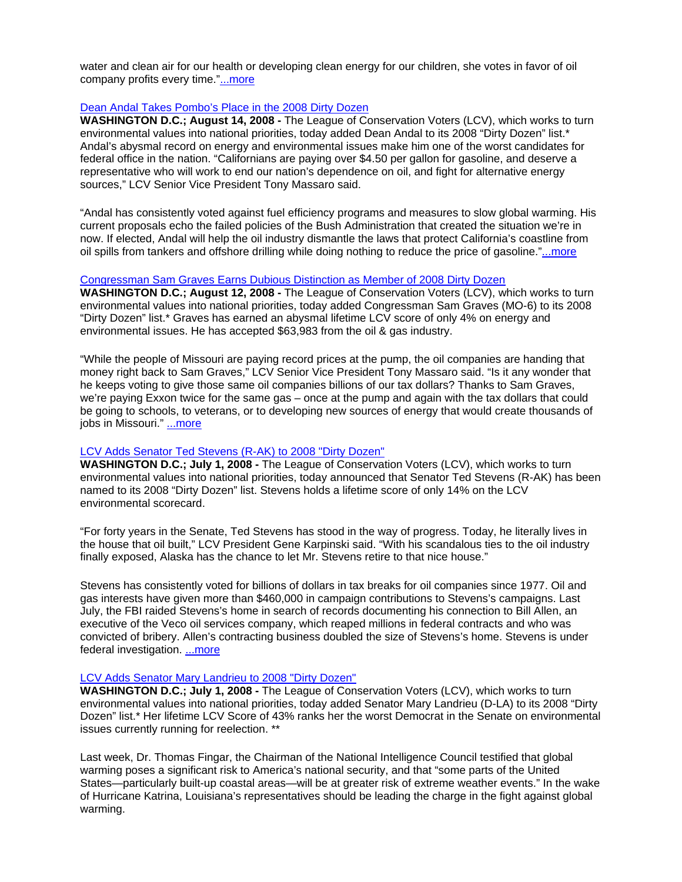water and clean air for our health or developing clean energy for our children, she votes in favor of oil company profits every time."...more

### Dean Andal Takes Pombo's Place in the 2008 Dirty Dozen

**WASHINGTON D.C.; August 14, 2008 -** The League of Conservation Voters (LCV), which works to turn environmental values into national priorities, today added Dean Andal to its 2008 "Dirty Dozen" list.* Andal's abysmal record on energy and environmental issues make him one of the worst candidates for federal office in the nation. "Californians are paying over $4.50 per gallon for gasoline, and deserve a representative who will work to end our nation's dependence on oil, and fight for alternative energy sources," LCV Senior Vice President Tony Massaro said.

"Andal has consistently voted against fuel efficiency programs and measures to slow global warming. His current proposals echo the failed policies of the Bush Administration that created the situation we're in now. If elected, Andal will help the oil industry dismantle the laws that protect California's coastline from oil spills from tankers and offshore drilling while doing nothing to reduce the price of gasoline."...more

### Congressman Sam Graves Earns Dubious Distinction as Member of 2008 Dirty Dozen

**WASHINGTON D.C.; August 12, 2008 -** The League of Conservation Voters (LCV), which works to turn environmental values into national priorities, today added Congressman Sam Graves (MO-6) to its 2008 "Dirty Dozen" list.* Graves has earned an abysmal lifetime LCV score of only 4% on energy and environmental issues. He has accepted $63,983 from the oil & gas industry.

"While the people of Missouri are paying record prices at the pump, the oil companies are handing that money right back to Sam Graves," LCV Senior Vice President Tony Massaro said. "Is it any wonder that he keeps voting to give those same oil companies billions of our tax dollars? Thanks to Sam Graves, we're paying Exxon twice for the same gas – once at the pump and again with the tax dollars that could be going to schools, to veterans, or to developing new sources of energy that would create thousands of jobs in Missouri." ...more

### LCV Adds Senator Ted Stevens (R-AK) to 2008 "Dirty Dozen"

**WASHINGTON D.C.; July 1, 2008 -** The League of Conservation Voters (LCV), which works to turn environmental values into national priorities, today announced that Senator Ted Stevens (R-AK) has been named to its 2008 "Dirty Dozen" list. Stevens holds a lifetime score of only 14% on the LCV environmental scorecard.

"For forty years in the Senate, Ted Stevens has stood in the way of progress. Today, he literally lives in the house that oil built," LCV President Gene Karpinski said. "With his scandalous ties to the oil industry finally exposed, Alaska has the chance to let Mr. Stevens retire to that nice house."

Stevens has consistently voted for billions of dollars in tax breaks for oil companies since 1977. Oil and gas interests have given more than $460,000 in campaign contributions to Stevens's campaigns. Last July, the FBI raided Stevens's home in search of records documenting his connection to Bill Allen, an executive of the Veco oil services company, which reaped millions in federal contracts and who was convicted of bribery. Allen's contracting business doubled the size of Stevens's home. Stevens is under federal investigation. ...more

### LCV Adds Senator Mary Landrieu to 2008 "Dirty Dozen"

**WASHINGTON D.C.; July 1, 2008 -** The League of Conservation Voters (LCV), which works to turn environmental values into national priorities, today added Senator Mary Landrieu (D-LA) to its 2008 "Dirty Dozen" list.* Her lifetime LCV Score of 43% ranks her the worst Democrat in the Senate on environmental issues currently running for reelection. **

Last week, Dr. Thomas Fingar, the Chairman of the National Intelligence Council testified that global warming poses a significant risk to America's national security, and that "some parts of the United States—particularly built-up coastal areas—will be at greater risk of extreme weather events." In the wake of Hurricane Katrina, Louisiana's representatives should be leading the charge in the fight against global warming.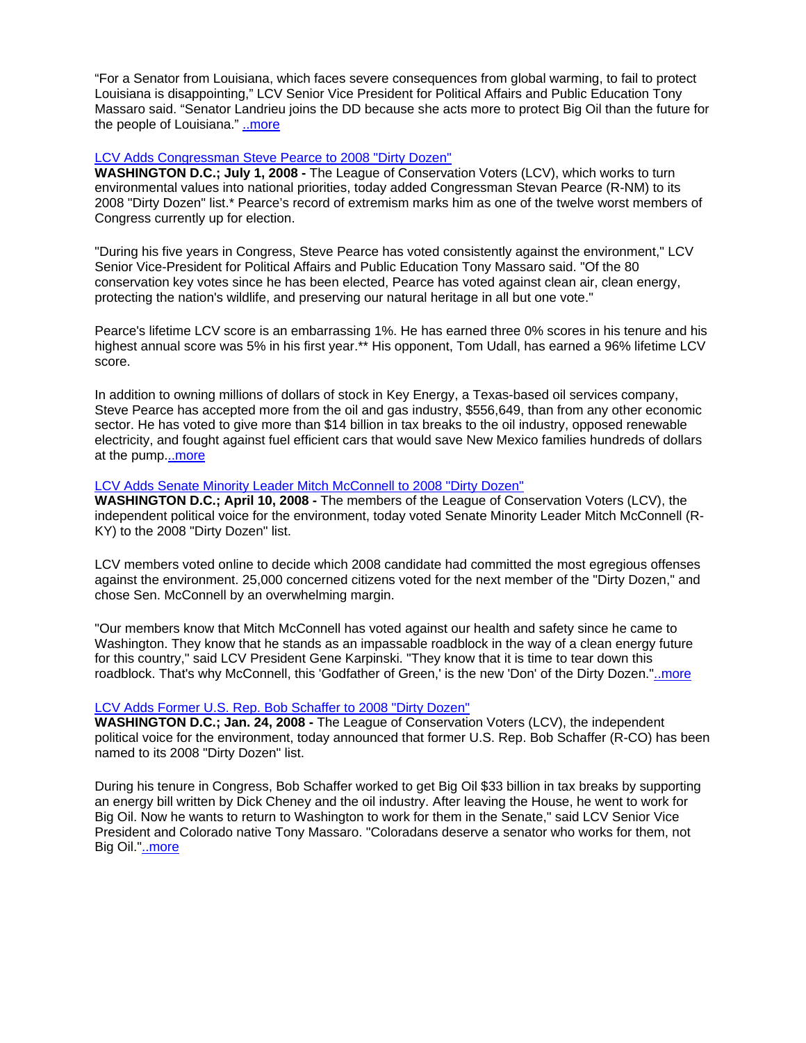"For a Senator from Louisiana, which faces severe consequences from global warming, to fail to protect Louisiana is disappointing," LCV Senior Vice President for Political Affairs and Public Education Tony Massaro said. "Senator Landrieu joins the DD because she acts more to protect Big Oil than the future for the people of Louisiana." ..more

LCV Adds Congressman Steve Pearce to 2008 "Dirty Dozen"

**WASHINGTON D.C.; July 1, 2008 -** The League of Conservation Voters (LCV), which works to turn environmental values into national priorities, today added Congressman Stevan Pearce (R-NM) to its 2008 "Dirty Dozen" list.* Pearce's record of extremism marks him as one of the twelve worst members of Congress currently up for election.

"During his five years in Congress, Steve Pearce has voted consistently against the environment," LCV Senior Vice-President for Political Affairs and Public Education Tony Massaro said. "Of the 80 conservation key votes since he has been elected, Pearce has voted against clean air, clean energy, protecting the nation's wildlife, and preserving our natural heritage in all but one vote."

Pearce's lifetime LCV score is an embarrassing 1%. He has earned three 0% scores in his tenure and his highest annual score was 5% in his first year.** His opponent, Tom Udall, has earned a 96% lifetime LCV score.

In addition to owning millions of dollars of stock in Key Energy, a Texas-based oil services company, Steve Pearce has accepted more from the oil and gas industry, $556,649, than from any other economic sector. He has voted to give more than $14 billion in tax breaks to the oil industry, opposed renewable electricity, and fought against fuel efficient cars that would save New Mexico families hundreds of dollars at the pump...more

LCV Adds Senate Minority Leader Mitch McConnell to 2008 "Dirty Dozen"

**WASHINGTON D.C.; April 10, 2008 -** The members of the League of Conservation Voters (LCV), the independent political voice for the environment, today voted Senate Minority Leader Mitch McConnell (R-KY) to the 2008 "Dirty Dozen" list.

LCV members voted online to decide which 2008 candidate had committed the most egregious offenses against the environment. 25,000 concerned citizens voted for the next member of the "Dirty Dozen," and chose Sen. McConnell by an overwhelming margin.

"Our members know that Mitch McConnell has voted against our health and safety since he came to Washington. They know that he stands as an impassable roadblock in the way of a clean energy future for this country," said LCV President Gene Karpinski. "They know that it is time to tear down this roadblock. That's why McConnell, this 'Godfather of Green,' is the new 'Don' of the Dirty Dozen."..more

LCV Adds Former U.S. Rep. Bob Schaffer to 2008 "Dirty Dozen"

**WASHINGTON D.C.; Jan. 24, 2008 -** The League of Conservation Voters (LCV), the independent political voice for the environment, today announced that former U.S. Rep. Bob Schaffer (R-CO) has been named to its 2008 "Dirty Dozen" list.

During his tenure in Congress, Bob Schaffer worked to get Big Oil $33 billion in tax breaks by supporting an energy bill written by Dick Cheney and the oil industry. After leaving the House, he went to work for Big Oil. Now he wants to return to Washington to work for them in the Senate," said LCV Senior Vice President and Colorado native Tony Massaro. "Coloradans deserve a senator who works for them, not Big Oil."..more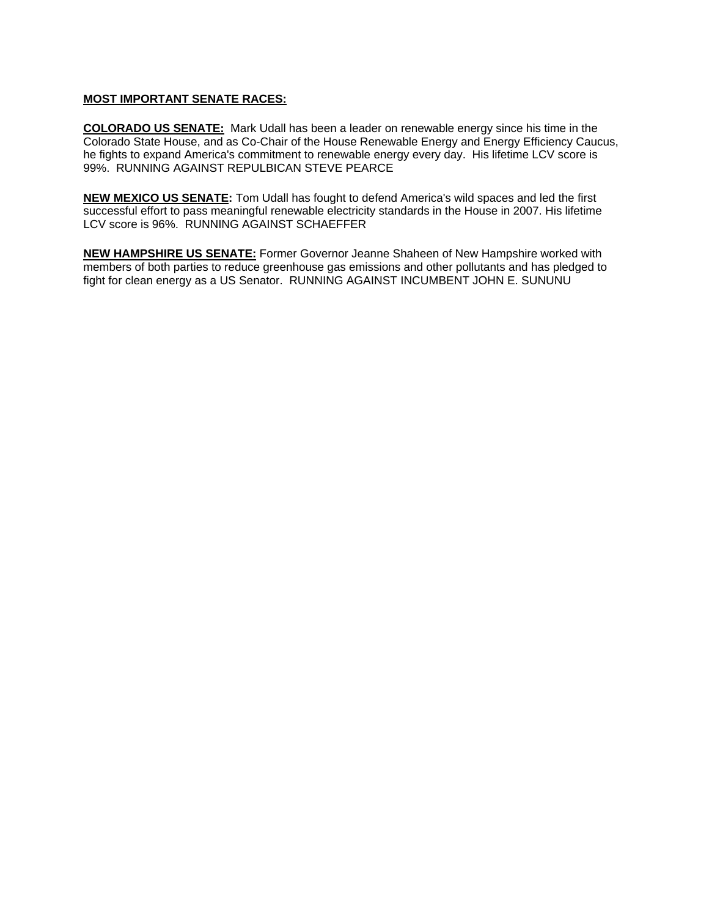**MOST IMPORTANT SENATE RACES:**

**COLORADO US SENATE:** Mark Udall has been a leader on renewable energy since his time in the Colorado State House, and as Co-Chair of the House Renewable Energy and Energy Efficiency Caucus, he fights to expand America's commitment to renewable energy every day. His lifetime LCV score is 99%. RUNNING AGAINST REPULBICAN STEVE PEARCE

**NEW MEXICO US SENATE:** Tom Udall has fought to defend America's wild spaces and led the first successful effort to pass meaningful renewable electricity standards in the House in 2007. His lifetime LCV score is 96%. RUNNING AGAINST SCHAEFFER

**NEW HAMPSHIRE US SENATE:** Former Governor Jeanne Shaheen of New Hampshire worked with members of both parties to reduce greenhouse gas emissions and other pollutants and has pledged to fight for clean energy as a US Senator. RUNNING AGAINST INCUMBENT JOHN E. SUNUNU